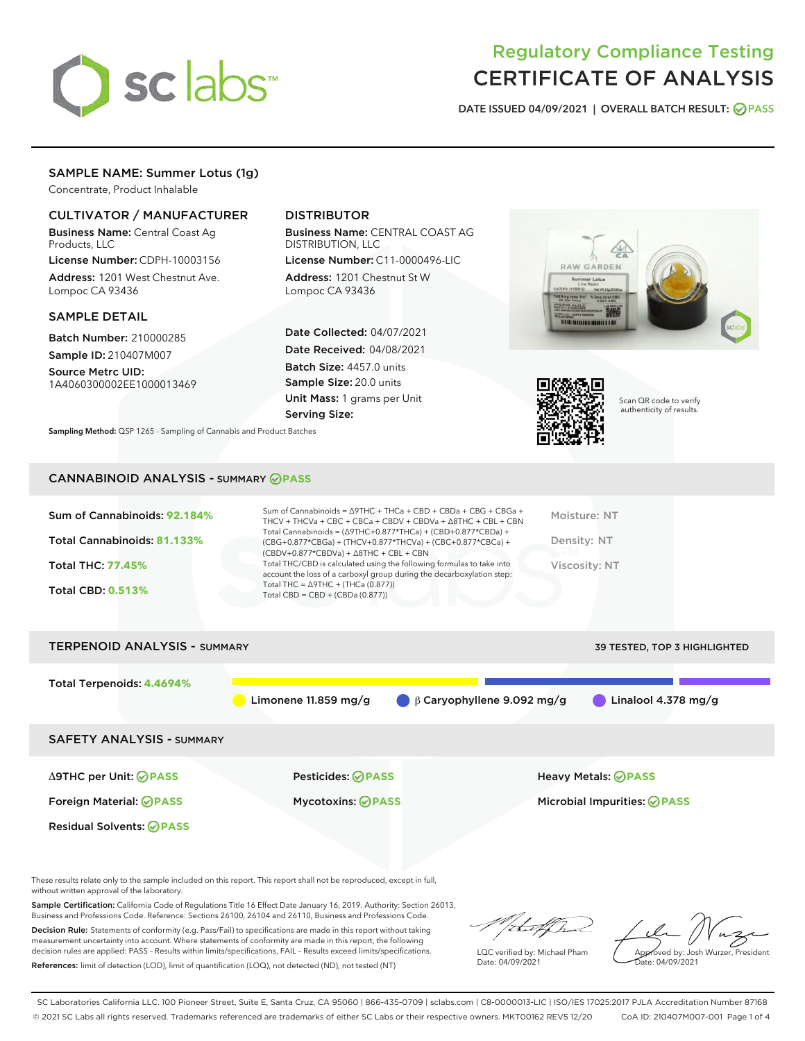# Regulatory Compliance Testing
# CERTIFICATE OF ANALYSIS

DATE ISSUED 04/09/2021 | OVERALL BATCH RESULT: PASS

## SAMPLE NAME: Summer Lotus (1g)

Concentrate, Product Inhalable

### CULTIVATOR / MANUFACTURER

**Business Name:** Central Coast Ag Products, LLC

**License Number:** CDPH-10003156

**Address:** 1201 West Chestnut Ave. Lompoc CA 93436

### DISTRIBUTOR

**Business Name:** CENTRAL COAST AG DISTRIBUTION, LLC

**License Number:** C11-0000496-LIC

**Address:** 1201 Chestnut St W Lompoc CA 93436

### SAMPLE DETAIL

**Batch Number:** 210000285

**Sample ID:** 210407M007

**Source Metrc UID:** 1A4060300002EE1000013469

**Date Collected:** 04/07/2021

**Date Received:** 04/08/2021

**Batch Size:** 4457.0 units

**Sample Size:** 20.0 units

**Unit Mass:** 1 grams per Unit

**Serving Size:**

Scan QR code to verify authenticity of results.

**Sampling Method:** QSP 1265 - Sampling of Cannabis and Product Batches

## CANNABINOID ANALYSIS - SUMMARY PASS

Sum of Cannabinoids: **92.184%**

Total Cannabinoids: **81.133%**

Total THC: **77.45%**

Total CBD: **0.513%**

Sum of Cannabinoids = Δ9THC + THCa + CBD + CBDa + CBG + CBGa + THCV + THCVa + CBC + CBCa + CBDV + CBDVa + Δ8THC + CBL + CBN

Total Cannabinoids = (Δ9THC+0.877*THCa) + (CBD+0.877*CBDa) + (CBG+0.877*CBGa) + (THCV+0.877*THCVa) + (CBC+0.877*CBCa) + (CBDV+0.877*CBDVa) + Δ8THC + CBL + CBN

Total THC/CBD is calculated using the following formulas to take into account the loss of a carboxyl group during the decarboxylation step:

Total THC = Δ9THC + (THCa (0.877))

Total CBD = CBD + (CBDa (0.877))

Moisture: NT

Density: NT

Viscosity: NT

## TERPENOID ANALYSIS - SUMMARY

39 TESTED, TOP 3 HIGHLIGHTED

Total Terpenoids: **4.4694%**

Limonene 11.859 mg/g | β Caryophyllene 9.092 mg/g | Linalool 4.378 mg/g

## SAFETY ANALYSIS - SUMMARY

| | | |
|---|---|---|
| Δ9THC per Unit: PASS | Pesticides: PASS | Heavy Metals: PASS |
| Foreign Material: PASS | Mycotoxins: PASS | Microbial Impurities: PASS |
| Residual Solvents: PASS | | |

These results relate only to the sample included on this report. This report shall not be reproduced, except in full, without written approval of the laboratory.

**Sample Certification:** California Code of Regulations Title 16 Effect Date January 16, 2019. Authority: Section 26013, Business and Professions Code. Reference: Sections 26100, 26104 and 26110, Business and Professions Code.

**Decision Rule:** Statements of conformity (e.g. Pass/Fail) to specifications are made in this report without taking measurement uncertainty into account. Where statements of conformity are made in this report, the following decision rules are applied: PASS – Results within limits/specifications, FAIL – Results exceed limits/specifications.

**References:** limit of detection (LOD), limit of quantification (LOQ), not detected (ND), not tested (NT)

LQC verified by: Michael Pham
Date: 04/09/2021

Approved by: Josh Wurzer, President
Date: 04/09/2021

SC Laboratories California LLC. 100 Pioneer Street, Suite E, Santa Cruz, CA 95060 | 866-435-0709 | sclabs.com | C8-0000013-LIC | ISO/IES 17025:2017 PJLA Accreditation Number 87168
© 2021 SC Labs all rights reserved. Trademarks referenced are trademarks of either SC Labs or their respective owners. MKT00162 REV5 12/20 CoA ID: 210407M007-001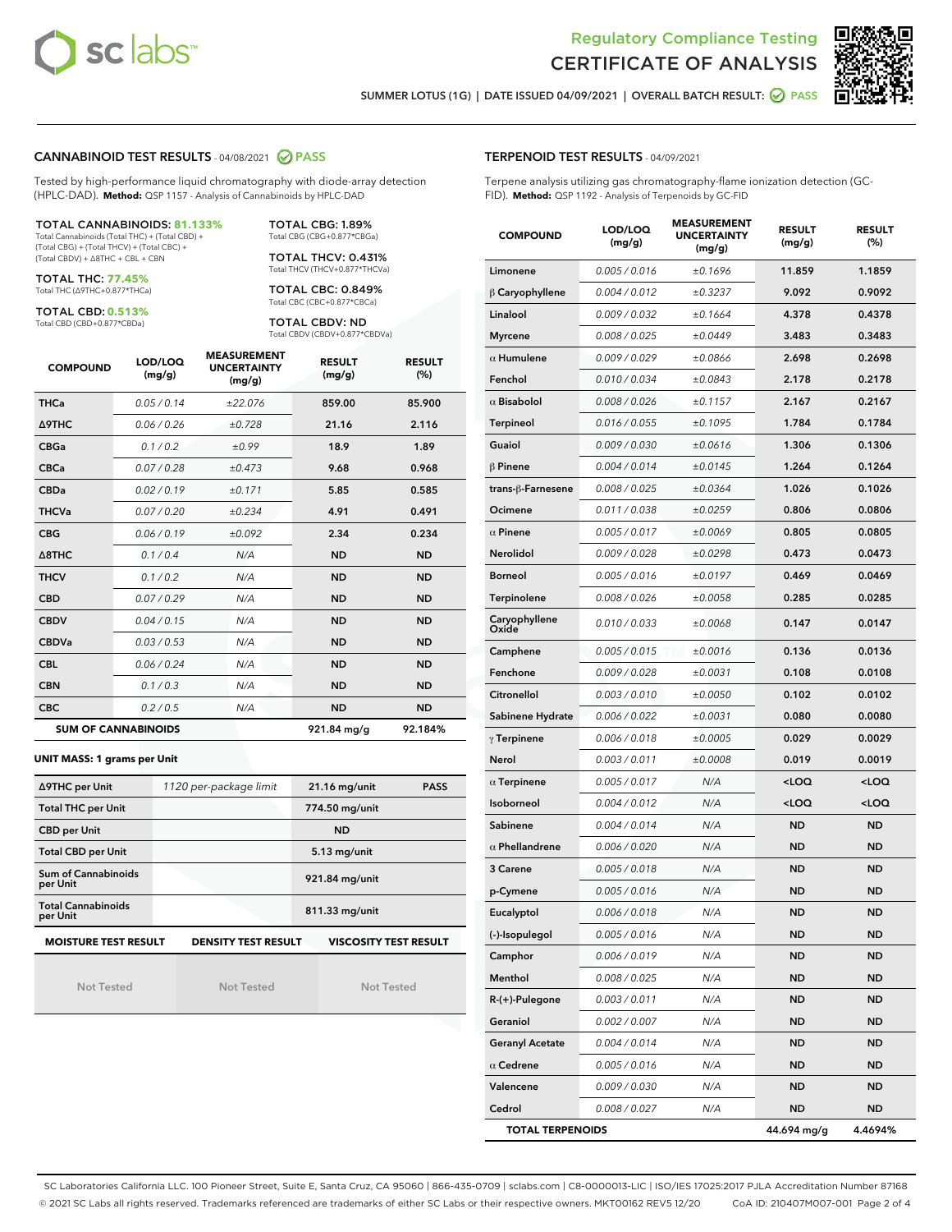Regulatory Compliance Testing
# CERTIFICATE OF ANALYSIS

SUMMER LOTUS (1G) | DATE ISSUED 04/09/2021 | OVERALL BATCH RESULT: PASS

## CANNABINOID TEST RESULTS - 04/08/2021 PASS

Tested by high-performance liquid chromatography with diode-array detection (HPLC-DAD). **Method:** QSP 1157 - Analysis of Cannabinoids by HPLC-DAD

**TOTAL CANNABINOIDS: 81.133%**
Total Cannabinoids (Total THC) + (Total CBD) + (Total CBG) + (Total THCV) + (Total CBC) + (Total CBDV) + Δ8THC + CBL + CBN

**TOTAL THC: 77.45%**
Total THC (Δ9THC+0.877*THCa)

**TOTAL CBD: 0.513%**
Total CBD (CBD+0.877*CBDa)

**TOTAL CBG: 1.89%**
Total CBG (CBG+0.877*CBGa)

**TOTAL THCV: 0.431%**
Total THCV (THCV+0.877*THCVa)

**TOTAL CBC: 0.849%**
Total CBC (CBC+0.877*CBCa)

**TOTAL CBDV: ND**
Total CBDV (CBDV+0.877*CBDVa)

| COMPOUND | LOD/LOQ (mg/g) | MEASUREMENT UNCERTAINTY (mg/g) | RESULT (mg/g) | RESULT (%) |
|---|---|---|---|---|
| THCa | 0.05 / 0.14 | ±22.076 | 859.00 | 85.900 |
| Δ9THC | 0.06 / 0.26 | ±0.728 | 21.16 | 2.116 |
| CBGa | 0.1 / 0.2 | ±0.99 | 18.9 | 1.89 |
| CBCa | 0.07 / 0.28 | ±0.473 | 9.68 | 0.968 |
| CBDa | 0.02 / 0.19 | ±0.171 | 5.85 | 0.585 |
| THCVa | 0.07 / 0.20 | ±0.234 | 4.91 | 0.491 |
| CBG | 0.06 / 0.19 | ±0.092 | 2.34 | 0.234 |
| Δ8THC | 0.1 / 0.4 | N/A | ND | ND |
| THCV | 0.1 / 0.2 | N/A | ND | ND |
| CBD | 0.07 / 0.29 | N/A | ND | ND |
| CBDV | 0.04 / 0.15 | N/A | ND | ND |
| CBDVa | 0.03 / 0.53 | N/A | ND | ND |
| CBL | 0.06 / 0.24 | N/A | ND | ND |
| CBN | 0.1 / 0.3 | N/A | ND | ND |
| CBC | 0.2 / 0.5 | N/A | ND | ND |
| **SUM OF CANNABINOIDS** | | | 921.84 mg/g | 92.184% |

**UNIT MASS: 1 grams per Unit**

| | | | |
|---|---|---|---|
| Δ9THC per Unit | 1120 per-package limit | 21.16 mg/unit | PASS |
| Total THC per Unit | | 774.50 mg/unit | |
| CBD per Unit | | ND | |
| Total CBD per Unit | | 5.13 mg/unit | |
| Sum of Cannabinoids per Unit | | 921.84 mg/unit | |
| Total Cannabinoids per Unit | | 811.33 mg/unit | |

| MOISTURE TEST RESULT | DENSITY TEST RESULT | VISCOSITY TEST RESULT |
|---|---|---|
| Not Tested | Not Tested | Not Tested |

## TERPENOID TEST RESULTS - 04/09/2021

Terpene analysis utilizing gas chromatography-flame ionization detection (GC-FID). **Method:** QSP 1192 - Analysis of Terpenoids by GC-FID

| COMPOUND | LOD/LOQ (mg/g) | MEASUREMENT UNCERTAINTY (mg/g) | RESULT (mg/g) | RESULT (%) |
|---|---|---|---|---|
| Limonene | 0.005 / 0.016 | ±0.1696 | 11.859 | 1.1859 |
| β Caryophyllene | 0.004 / 0.012 | ±0.3237 | 9.092 | 0.9092 |
| Linalool | 0.009 / 0.032 | ±0.1664 | 4.378 | 0.4378 |
| Myrcene | 0.008 / 0.025 | ±0.0449 | 3.483 | 0.3483 |
| α Humulene | 0.009 / 0.029 | ±0.0866 | 2.698 | 0.2698 |
| Fenchol | 0.010 / 0.034 | ±0.0843 | 2.178 | 0.2178 |
| α Bisabolol | 0.008 / 0.026 | ±0.1157 | 2.167 | 0.2167 |
| Terpineol | 0.016 / 0.055 | ±0.1095 | 1.784 | 0.1784 |
| Guaiol | 0.009 / 0.030 | ±0.0616 | 1.306 | 0.1306 |
| β Pinene | 0.004 / 0.014 | ±0.0145 | 1.264 | 0.1264 |
| trans-β-Farnesene | 0.008 / 0.025 | ±0.0364 | 1.026 | 0.1026 |
| Ocimene | 0.011 / 0.038 | ±0.0259 | 0.806 | 0.0806 |
| α Pinene | 0.005 / 0.017 | ±0.0069 | 0.805 | 0.0805 |
| Nerolidol | 0.009 / 0.028 | ±0.0298 | 0.473 | 0.0473 |
| Borneol | 0.005 / 0.016 | ±0.0197 | 0.469 | 0.0469 |
| Terpinolene | 0.008 / 0.026 | ±0.0058 | 0.285 | 0.0285 |
| Caryophyllene Oxide | 0.010 / 0.033 | ±0.0068 | 0.147 | 0.0147 |
| Camphene | 0.005 / 0.015 | ±0.0016 | 0.136 | 0.0136 |
| Fenchone | 0.009 / 0.028 | ±0.0031 | 0.108 | 0.0108 |
| Citronellol | 0.003 / 0.010 | ±0.0050 | 0.102 | 0.0102 |
| Sabinene Hydrate | 0.006 / 0.022 | ±0.0031 | 0.080 | 0.0080 |
| γ Terpinene | 0.006 / 0.018 | ±0.0005 | 0.029 | 0.0029 |
| Nerol | 0.003 / 0.011 | ±0.0008 | 0.019 | 0.0019 |
| α Terpinene | 0.005 / 0.017 | N/A | <LOQ | <LOQ |
| Isoborneol | 0.004 / 0.012 | N/A | <LOQ | <LOQ |
| Sabinene | 0.004 / 0.014 | N/A | ND | ND |
| α Phellandrene | 0.006 / 0.020 | N/A | ND | ND |
| 3 Carene | 0.005 / 0.018 | N/A | ND | ND |
| p-Cymene | 0.005 / 0.016 | N/A | ND | ND |
| Eucalyptol | 0.006 / 0.018 | N/A | ND | ND |
| (-)-Isopulegol | 0.005 / 0.016 | N/A | ND | ND |
| Camphor | 0.006 / 0.019 | N/A | ND | ND |
| Menthol | 0.008 / 0.025 | N/A | ND | ND |
| R-(+)-Pulegone | 0.003 / 0.011 | N/A | ND | ND |
| Geraniol | 0.002 / 0.007 | N/A | ND | ND |
| Geranyl Acetate | 0.004 / 0.014 | N/A | ND | ND |
| α Cedrene | 0.005 / 0.016 | N/A | ND | ND |
| Valencene | 0.009 / 0.030 | N/A | ND | ND |
| Cedrol | 0.008 / 0.027 | N/A | ND | ND |
| **TOTAL TERPENOIDS** | | | 44.694 mg/g | 4.4694% |

SC Laboratories California LLC. 100 Pioneer Street, Suite E, Santa Cruz, CA 95060 | 866-435-0709 | sclabs.com | C8-0000013-LIC | ISO/IES 17025:2017 PJLA Accreditation Number 87168
© 2021 SC Labs all rights reserved. Trademarks referenced are trademarks of either SC Labs or their respective owners. MKT00162 REV5 12/20 CoA ID: 210407M007-001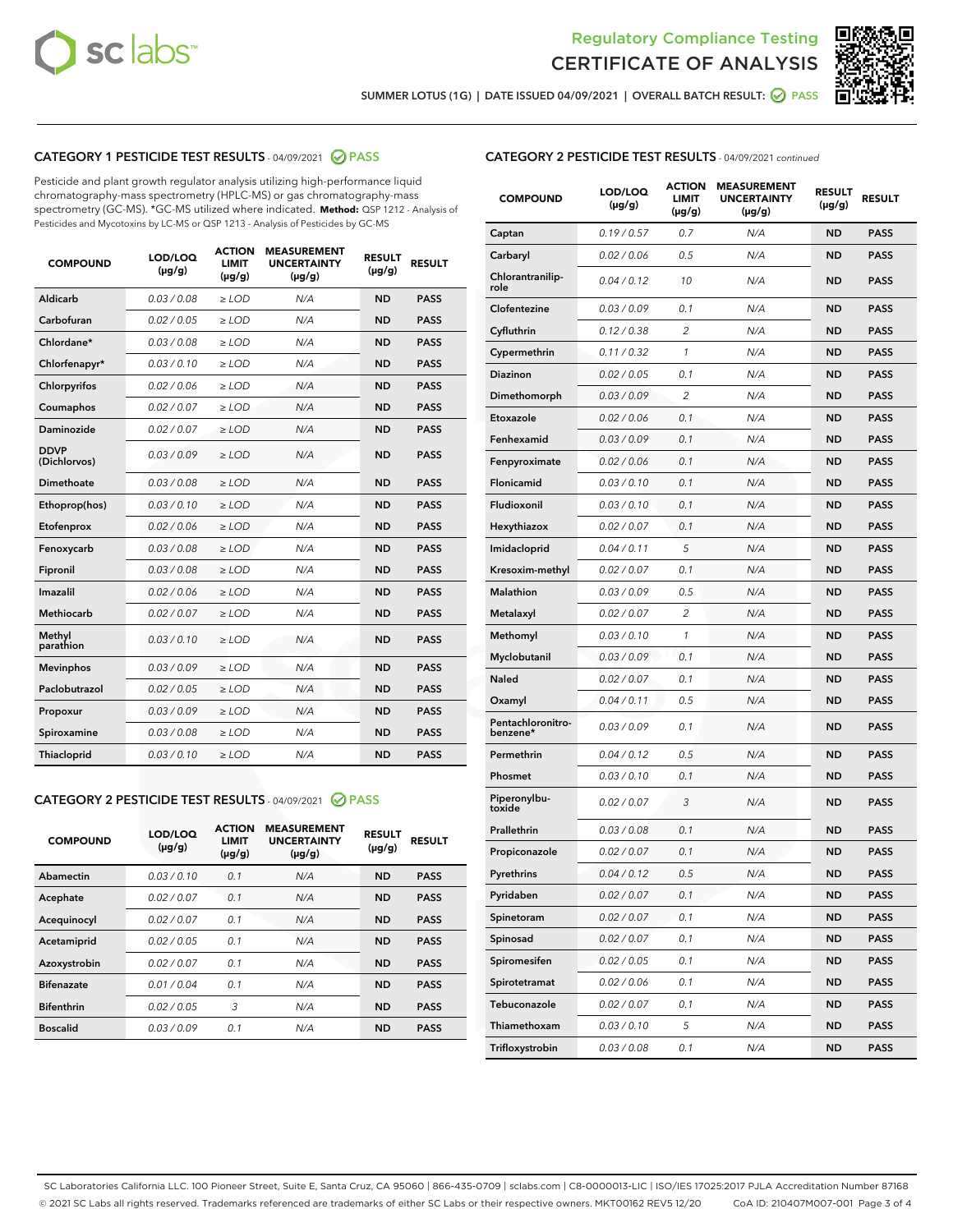Regulatory Compliance Testing
CERTIFICATE OF ANALYSIS

SUMMER LOTUS (1G) | DATE ISSUED 04/09/2021 | OVERALL BATCH RESULT: PASS

## CATEGORY 1 PESTICIDE TEST RESULTS - 04/09/2021 PASS

Pesticide and plant growth regulator analysis utilizing high-performance liquid chromatography-mass spectrometry (HPLC-MS) or gas chromatography-mass spectrometry (GC-MS). *GC-MS utilized where indicated. **Method:** QSP 1212 - Analysis of Pesticides and Mycotoxins by LC-MS or QSP 1213 - Analysis of Pesticides by GC-MS

| COMPOUND | LOD/LOQ (µg/g) | ACTION LIMIT (µg/g) | MEASUREMENT UNCERTAINTY (µg/g) | RESULT (µg/g) | RESULT |
|---|---|---|---|---|---|
| Aldicarb | 0.03 / 0.08 | ≥ LOD | N/A | ND | PASS |
| Carbofuran | 0.02 / 0.05 | ≥ LOD | N/A | ND | PASS |
| Chlordane* | 0.03 / 0.08 | ≥ LOD | N/A | ND | PASS |
| Chlorfenapyr* | 0.03 / 0.10 | ≥ LOD | N/A | ND | PASS |
| Chlorpyrifos | 0.02 / 0.06 | ≥ LOD | N/A | ND | PASS |
| Coumaphos | 0.02 / 0.07 | ≥ LOD | N/A | ND | PASS |
| Daminozide | 0.02 / 0.07 | ≥ LOD | N/A | ND | PASS |
| DDVP (Dichlorvos) | 0.03 / 0.09 | ≥ LOD | N/A | ND | PASS |
| Dimethoate | 0.03 / 0.08 | ≥ LOD | N/A | ND | PASS |
| Ethoprop(hos) | 0.03 / 0.10 | ≥ LOD | N/A | ND | PASS |
| Etofenprox | 0.02 / 0.06 | ≥ LOD | N/A | ND | PASS |
| Fenoxycarb | 0.03 / 0.08 | ≥ LOD | N/A | ND | PASS |
| Fipronil | 0.03 / 0.08 | ≥ LOD | N/A | ND | PASS |
| Imazalil | 0.02 / 0.06 | ≥ LOD | N/A | ND | PASS |
| Methiocarb | 0.02 / 0.07 | ≥ LOD | N/A | ND | PASS |
| Methyl parathion | 0.03 / 0.10 | ≥ LOD | N/A | ND | PASS |
| Mevinphos | 0.03 / 0.09 | ≥ LOD | N/A | ND | PASS |
| Paclobutrazol | 0.02 / 0.05 | ≥ LOD | N/A | ND | PASS |
| Propoxur | 0.03 / 0.09 | ≥ LOD | N/A | ND | PASS |
| Spiroxamine | 0.03 / 0.08 | ≥ LOD | N/A | ND | PASS |
| Thiacloprid | 0.03 / 0.10 | ≥ LOD | N/A | ND | PASS |

## CATEGORY 2 PESTICIDE TEST RESULTS - 04/09/2021 PASS

| COMPOUND | LOD/LOQ (µg/g) | ACTION LIMIT (µg/g) | MEASUREMENT UNCERTAINTY (µg/g) | RESULT (µg/g) | RESULT |
|---|---|---|---|---|---|
| Abamectin | 0.03 / 0.10 | 0.1 | N/A | ND | PASS |
| Acephate | 0.02 / 0.07 | 0.1 | N/A | ND | PASS |
| Acequinocyl | 0.02 / 0.07 | 0.1 | N/A | ND | PASS |
| Acetamiprid | 0.02 / 0.05 | 0.1 | N/A | ND | PASS |
| Azoxystrobin | 0.02 / 0.07 | 0.1 | N/A | ND | PASS |
| Bifenazate | 0.01 / 0.04 | 0.1 | N/A | ND | PASS |
| Bifenthrin | 0.02 / 0.05 | 3 | N/A | ND | PASS |
| Boscalid | 0.03 / 0.09 | 0.1 | N/A | ND | PASS |
| Captan | 0.19 / 0.57 | 0.7 | N/A | ND | PASS |
| Carbaryl | 0.02 / 0.06 | 0.5 | N/A | ND | PASS |
| Chlorantraniliprole | 0.04 / 0.12 | 10 | N/A | ND | PASS |
| Clofentezine | 0.03 / 0.09 | 0.1 | N/A | ND | PASS |
| Cyfluthrin | 0.12 / 0.38 | 2 | N/A | ND | PASS |
| Cypermethrin | 0.11 / 0.32 | 1 | N/A | ND | PASS |
| Diazinon | 0.02 / 0.05 | 0.1 | N/A | ND | PASS |
| Dimethomorph | 0.03 / 0.09 | 2 | N/A | ND | PASS |
| Etoxazole | 0.02 / 0.06 | 0.1 | N/A | ND | PASS |
| Fenhexamid | 0.03 / 0.09 | 0.1 | N/A | ND | PASS |
| Fenpyroximate | 0.02 / 0.06 | 0.1 | N/A | ND | PASS |
| Flonicamid | 0.03 / 0.10 | 0.1 | N/A | ND | PASS |
| Fludioxonil | 0.03 / 0.10 | 0.1 | N/A | ND | PASS |
| Hexythiazox | 0.02 / 0.07 | 0.1 | N/A | ND | PASS |
| Imidacloprid | 0.04 / 0.11 | 5 | N/A | ND | PASS |
| Kresoxim-methyl | 0.02 / 0.07 | 0.1 | N/A | ND | PASS |
| Malathion | 0.03 / 0.09 | 0.5 | N/A | ND | PASS |
| Metalaxyl | 0.02 / 0.07 | 2 | N/A | ND | PASS |
| Methomyl | 0.03 / 0.10 | 1 | N/A | ND | PASS |
| Myclobutanil | 0.03 / 0.09 | 0.1 | N/A | ND | PASS |
| Naled | 0.02 / 0.07 | 0.1 | N/A | ND | PASS |
| Oxamyl | 0.04 / 0.11 | 0.5 | N/A | ND | PASS |
| Pentachloronitrobenzene* | 0.03 / 0.09 | 0.1 | N/A | ND | PASS |
| Permethrin | 0.04 / 0.12 | 0.5 | N/A | ND | PASS |
| Phosmet | 0.03 / 0.10 | 0.1 | N/A | ND | PASS |
| Piperonylbutoxide | 0.02 / 0.07 | 3 | N/A | ND | PASS |
| Prallethrin | 0.03 / 0.08 | 0.1 | N/A | ND | PASS |
| Propiconazole | 0.02 / 0.07 | 0.1 | N/A | ND | PASS |
| Pyrethrins | 0.04 / 0.12 | 0.5 | N/A | ND | PASS |
| Pyridaben | 0.02 / 0.07 | 0.1 | N/A | ND | PASS |
| Spinetoram | 0.02 / 0.07 | 0.1 | N/A | ND | PASS |
| Spinosad | 0.02 / 0.07 | 0.1 | N/A | ND | PASS |
| Spiromesifen | 0.02 / 0.05 | 0.1 | N/A | ND | PASS |
| Spirotetramat | 0.02 / 0.06 | 0.1 | N/A | ND | PASS |
| Tebuconazole | 0.02 / 0.07 | 0.1 | N/A | ND | PASS |
| Thiamethoxam | 0.03 / 0.10 | 5 | N/A | ND | PASS |
| Trifloxystrobin | 0.03 / 0.08 | 0.1 | N/A | ND | PASS |

SC Laboratories California LLC. 100 Pioneer Street, Suite E, Santa Cruz, CA 95060 | 866-435-0709 | sclabs.com | C8-0000013-LIC | ISO/IES 17025:2017 PJLA Accreditation Number 87168
© 2021 SC Labs all rights reserved. Trademarks referenced are trademarks of either SC Labs or their respective owners. MKT00162 REV5 12/20 CoA ID: 210407M007-001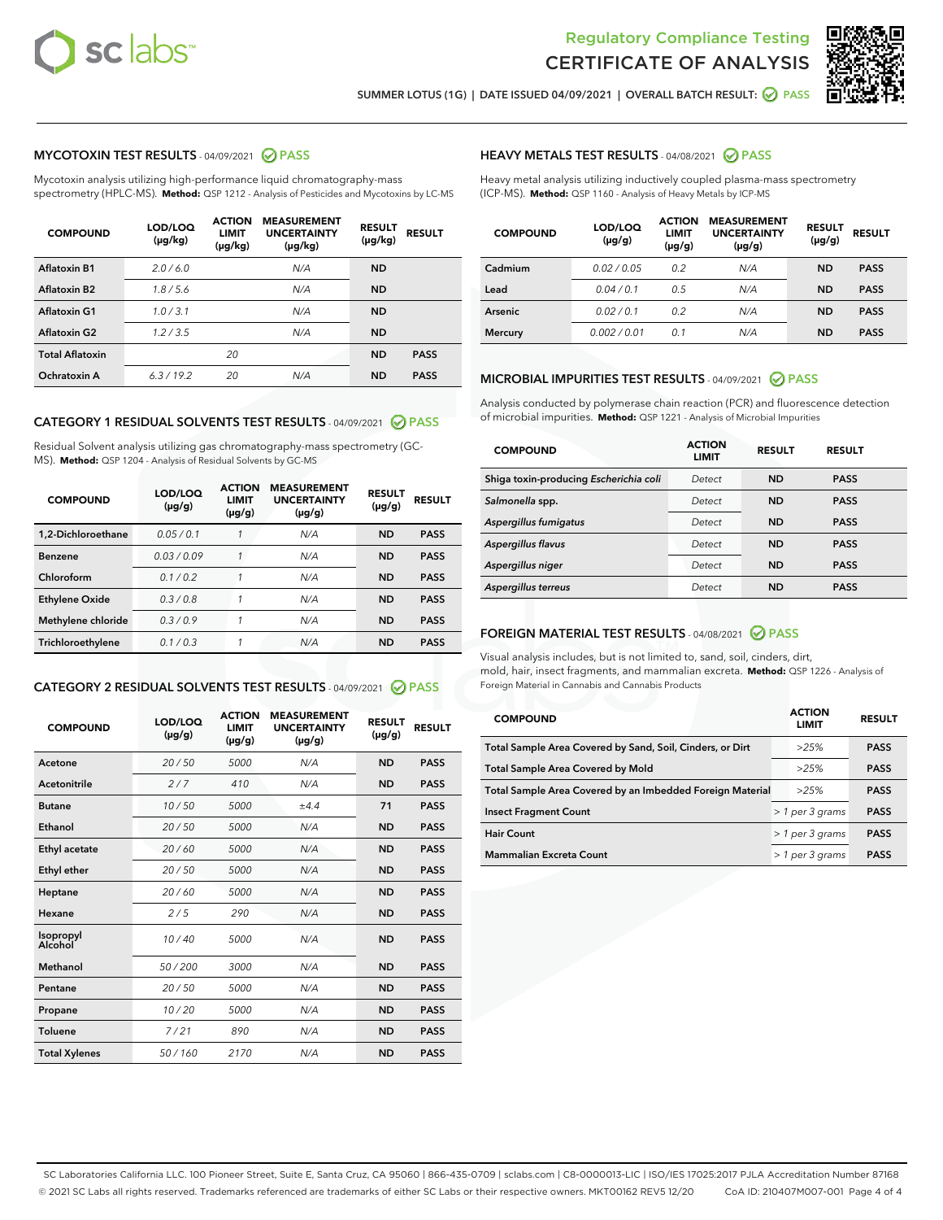Regulatory Compliance Testing

# CERTIFICATE OF ANALYSIS

SUMMER LOTUS (1G) | DATE ISSUED 04/09/2021 | OVERALL BATCH RESULT: PASS

## MYCOTOXIN TEST RESULTS - 04/09/2021 PASS

Mycotoxin analysis utilizing high-performance liquid chromatography-mass spectrometry (HPLC-MS). **Method:** QSP 1212 - Analysis of Pesticides and Mycotoxins by LC-MS

| COMPOUND | LOD/LOQ (μg/kg) | ACTION LIMIT (μg/kg) | MEASUREMENT UNCERTAINTY (μg/kg) | RESULT (μg/kg) | RESULT |
|---|---|---|---|---|---|
| Aflatoxin B1 | 2.0 / 6.0 | | N/A | ND | |
| Aflatoxin B2 | 1.8 / 5.6 | | N/A | ND | |
| Aflatoxin G1 | 1.0 / 3.1 | | N/A | ND | |
| Aflatoxin G2 | 1.2 / 3.5 | | N/A | ND | |
| Total Aflatoxin | | 20 | | ND | PASS |
| Ochratoxin A | 6.3 / 19.2 | 20 | N/A | ND | PASS |

## CATEGORY 1 RESIDUAL SOLVENTS TEST RESULTS - 04/09/2021 PASS

Residual Solvent analysis utilizing gas chromatography-mass spectrometry (GC-MS). **Method:** QSP 1204 - Analysis of Residual Solvents by GC-MS

| COMPOUND | LOD/LOQ (μg/g) | ACTION LIMIT (μg/g) | MEASUREMENT UNCERTAINTY (μg/g) | RESULT (μg/g) | RESULT |
|---|---|---|---|---|---|
| 1,2-Dichloroethane | 0.05 / 0.1 | 1 | N/A | ND | PASS |
| Benzene | 0.03 / 0.09 | 1 | N/A | ND | PASS |
| Chloroform | 0.1 / 0.2 | 1 | N/A | ND | PASS |
| Ethylene Oxide | 0.3 / 0.8 | 1 | N/A | ND | PASS |
| Methylene chloride | 0.3 / 0.9 | 1 | N/A | ND | PASS |
| Trichloroethylene | 0.1 / 0.3 | 1 | N/A | ND | PASS |

## CATEGORY 2 RESIDUAL SOLVENTS TEST RESULTS - 04/09/2021 PASS

| COMPOUND | LOD/LOQ (μg/g) | ACTION LIMIT (μg/g) | MEASUREMENT UNCERTAINTY (μg/g) | RESULT (μg/g) | RESULT |
|---|---|---|---|---|---|
| Acetone | 20 / 50 | 5000 | N/A | ND | PASS |
| Acetonitrile | 2 / 7 | 410 | N/A | ND | PASS |
| Butane | 10 / 50 | 5000 | ±4.4 | 71 | PASS |
| Ethanol | 20 / 50 | 5000 | N/A | ND | PASS |
| Ethyl acetate | 20 / 60 | 5000 | N/A | ND | PASS |
| Ethyl ether | 20 / 50 | 5000 | N/A | ND | PASS |
| Heptane | 20 / 60 | 5000 | N/A | ND | PASS |
| Hexane | 2 / 5 | 290 | N/A | ND | PASS |
| Isopropyl Alcohol | 10 / 40 | 5000 | N/A | ND | PASS |
| Methanol | 50 / 200 | 3000 | N/A | ND | PASS |
| Pentane | 20 / 50 | 5000 | N/A | ND | PASS |
| Propane | 10 / 20 | 5000 | N/A | ND | PASS |
| Toluene | 7 / 21 | 890 | N/A | ND | PASS |
| Total Xylenes | 50 / 160 | 2170 | N/A | ND | PASS |

## HEAVY METALS TEST RESULTS - 04/08/2021 PASS

Heavy metal analysis utilizing inductively coupled plasma-mass spectrometry (ICP-MS). **Method:** QSP 1160 - Analysis of Heavy Metals by ICP-MS

| COMPOUND | LOD/LOQ (μg/g) | ACTION LIMIT (μg/g) | MEASUREMENT UNCERTAINTY (μg/g) | RESULT (μg/g) | RESULT |
|---|---|---|---|---|---|
| Cadmium | 0.02 / 0.05 | 0.2 | N/A | ND | PASS |
| Lead | 0.04 / 0.1 | 0.5 | N/A | ND | PASS |
| Arsenic | 0.02 / 0.1 | 0.2 | N/A | ND | PASS |
| Mercury | 0.002 / 0.01 | 0.1 | N/A | ND | PASS |

## MICROBIAL IMPURITIES TEST RESULTS - 04/09/2021 PASS

Analysis conducted by polymerase chain reaction (PCR) and fluorescence detection of microbial impurities. **Method:** QSP 1221 - Analysis of Microbial Impurities

| COMPOUND | ACTION LIMIT | RESULT | RESULT |
|---|---|---|---|
| Shiga toxin-producing *Escherichia coli* | Detect | ND | PASS |
| *Salmonella* spp. | Detect | ND | PASS |
| *Aspergillus fumigatus* | Detect | ND | PASS |
| *Aspergillus flavus* | Detect | ND | PASS |
| *Aspergillus niger* | Detect | ND | PASS |
| *Aspergillus terreus* | Detect | ND | PASS |

## FOREIGN MATERIAL TEST RESULTS - 04/08/2021 PASS

Visual analysis includes, but is not limited to, sand, soil, cinders, dirt, mold, hair, insect fragments, and mammalian excreta. **Method:** QSP 1226 - Analysis of Foreign Material in Cannabis and Cannabis Products

| COMPOUND | ACTION LIMIT | RESULT |
|---|---|---|
| Total Sample Area Covered by Sand, Soil, Cinders, or Dirt | >25% | PASS |
| Total Sample Area Covered by Mold | >25% | PASS |
| Total Sample Area Covered by an Imbedded Foreign Material | >25% | PASS |
| Insect Fragment Count | > 1 per 3 grams | PASS |
| Hair Count | > 1 per 3 grams | PASS |
| Mammalian Excreta Count | > 1 per 3 grams | PASS |

SC Laboratories California LLC. 100 Pioneer Street, Suite E, Santa Cruz, CA 95060 | 866-435-0709 | sclabs.com | C8-0000013-LIC | ISO/IES 17025:2017 PJLA Accreditation Number 87168

© 2021 SC Labs all rights reserved. Trademarks referenced are trademarks of either SC Labs or their respective owners. MKT00162 REV5 12/20 CoA ID: 210407M007-001